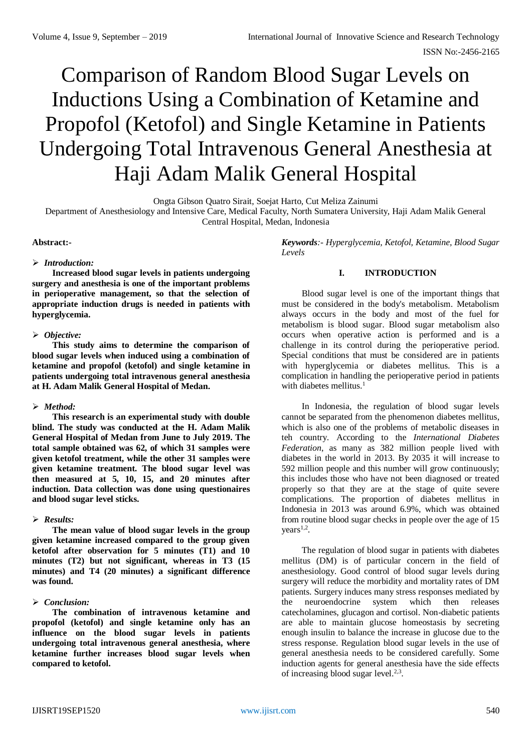# Comparison of Random Blood Sugar Levels on Inductions Using a Combination of Ketamine and Propofol (Ketofol) and Single Ketamine in Patients Undergoing Total Intravenous General Anesthesia at Haji Adam Malik General Hospital

Ongta Gibson Quatro Sirait, Soejat Harto, Cut Meliza Zainumi

Department of Anesthesiology and Intensive Care, Medical Faculty, North Sumatera University, Haji Adam Malik General Central Hospital, Medan, Indonesia

**Abstract:-**

- ***Introduction:***

**Increased blood sugar levels in patients undergoing surgery and anesthesia is one of the important problems in perioperative management, so that the selection of appropriate induction drugs is needed in patients with hyperglycemia.**

- ***Objective:***

**This study aims to determine the comparison of blood sugar levels when induced using a combination of ketamine and propofol (ketofol) and single ketamine in patients undergoing total intravenous general anesthesia at H. Adam Malik General Hospital of Medan.**

- ***Method:***

**This research is an experimental study with double blind. The study was conducted at the H. Adam Malik General Hospital of Medan from June to July 2019. The total sample obtained was 62, of which 31 samples were given ketofol treatment, while the other 31 samples were given ketamine treatment. The blood sugar level was then measured at 5, 10, 15, and 20 minutes after induction. Data collection was done using questionaires and blood sugar level sticks.**

- ***Results:***

**The mean value of blood sugar levels in the group given ketamine increased compared to the group given ketofol after observation for 5 minutes (T1) and 10 minutes (T2) but not significant, whereas in T3 (15 minutes) and T4 (20 minutes) a significant difference was found.**

- ***Conclusion:***

**The combination of intravenous ketamine and propofol (ketofol) and single ketamine only has an influence on the blood sugar levels in patients undergoing total intravenous general anesthesia, where ketamine further increases blood sugar levels when compared to ketofol.**

***Keywords****:- Hyperglycemia, Ketofol, Ketamine, Blood Sugar Levels*

## I. INTRODUCTION

Blood sugar level is one of the important things that must be considered in the body's metabolism. Metabolism always occurs in the body and most of the fuel for metabolism is blood sugar. Blood sugar metabolism also occurs when operative action is performed and is a challenge in its control during the perioperative period. Special conditions that must be considered are in patients with hyperglycemia or diabetes mellitus. This is a complication in handling the perioperative period in patients with diabetes mellitus.[1]

In Indonesia, the regulation of blood sugar levels cannot be separated from the phenomenon diabetes mellitus, which is also one of the problems of metabolic diseases in teh country. According to the *International Diabetes Federation*, as many as 382 million people lived with diabetes in the world in 2013. By 2035 it will increase to 592 million people and this number will grow continuously; this includes those who have not been diagnosed or treated properly so that they are at the stage of quite severe complications. The proportion of diabetes mellitus in Indonesia in 2013 was around 6.9%, which was obtained from routine blood sugar checks in people over the age of 15 years[1,2].

The regulation of blood sugar in patients with diabetes mellitus (DM) is of particular concern in the field of anesthesiology. Good control of blood sugar levels during surgery will reduce the morbidity and mortality rates of DM patients. Surgery induces many stress responses mediated by the neuroendocrine system which then releases catecholamines, glucagon and cortisol. Non-diabetic patients are able to maintain glucose homeostasis by secreting enough insulin to balance the increase in glucose due to the stress response. Regulation blood sugar levels in the use of general anesthesia needs to be considered carefully. Some induction agents for general anesthesia have the side effects of increasing blood sugar level.[2,3].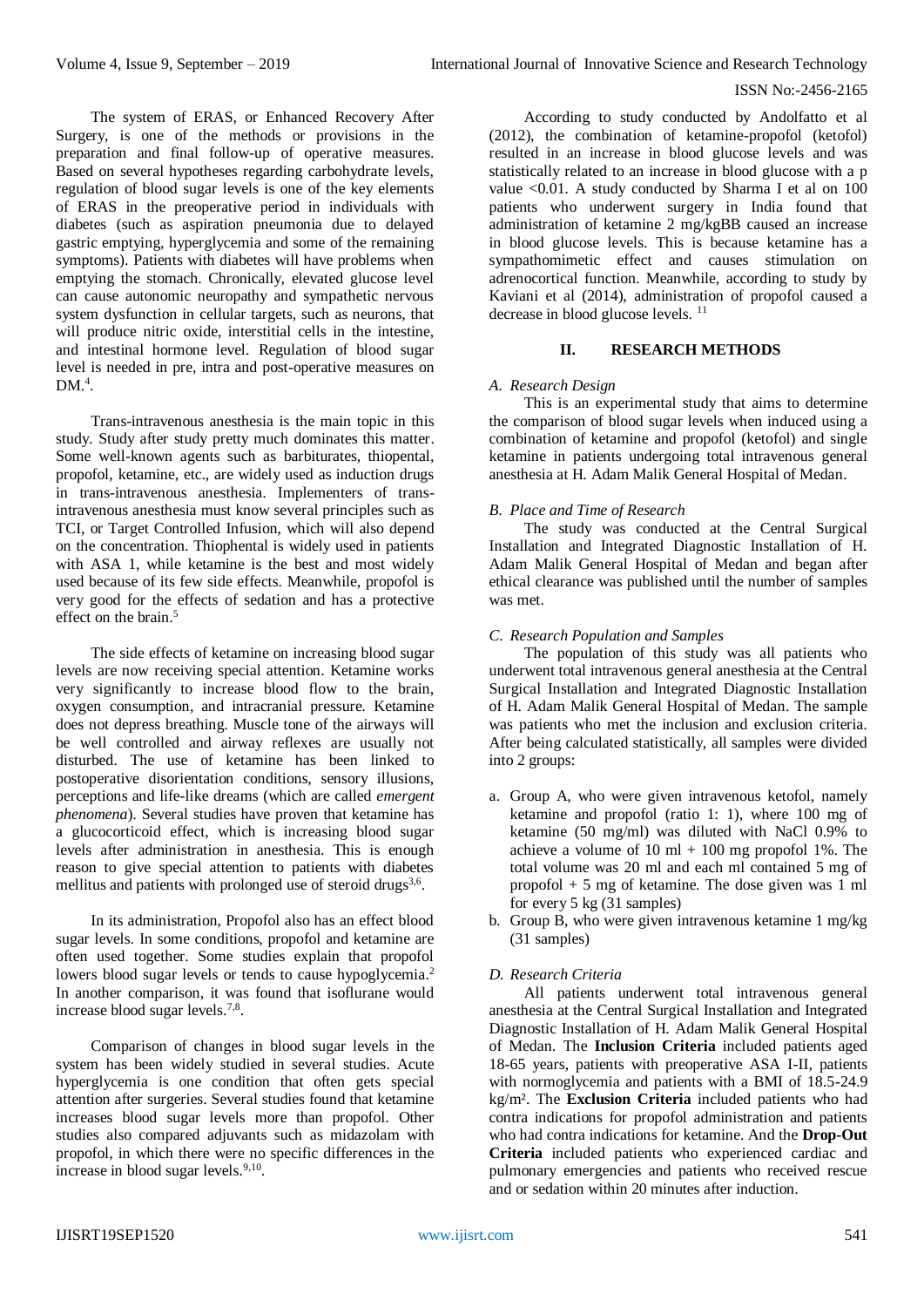The system of ERAS, or Enhanced Recovery After Surgery, is one of the methods or provisions in the preparation and final follow-up of operative measures. Based on several hypotheses regarding carbohydrate levels, regulation of blood sugar levels is one of the key elements of ERAS in the preoperative period in individuals with diabetes (such as aspiration pneumonia due to delayed gastric emptying, hyperglycemia and some of the remaining symptoms). Patients with diabetes will have problems when emptying the stomach. Chronically, elevated glucose level can cause autonomic neuropathy and sympathetic nervous system dysfunction in cellular targets, such as neurons, that will produce nitric oxide, interstitial cells in the intestine, and intestinal hormone level. Regulation of blood sugar level is needed in pre, intra and post-operative measures on DM.[4].

Trans-intravenous anesthesia is the main topic in this study. Study after study pretty much dominates this matter. Some well-known agents such as barbiturates, thiopental, propofol, ketamine, etc., are widely used as induction drugs in trans-intravenous anesthesia. Implementers of trans-intravenous anesthesia must know several principles such as TCI, or Target Controlled Infusion, which will also depend on the concentration. Thiophental is widely used in patients with ASA 1, while ketamine is the best and most widely used because of its few side effects. Meanwhile, propofol is very good for the effects of sedation and has a protective effect on the brain.[5]

The side effects of ketamine on increasing blood sugar levels are now receiving special attention. Ketamine works very significantly to increase blood flow to the brain, oxygen consumption, and intracranial pressure. Ketamine does not depress breathing. Muscle tone of the airways will be well controlled and airway reflexes are usually not disturbed. The use of ketamine has been linked to postoperative disorientation conditions, sensory illusions, perceptions and life-like dreams (which are called *emergent phenomena*). Several studies have proven that ketamine has a glucocorticoid effect, which is increasing blood sugar levels after administration in anesthesia. This is enough reason to give special attention to patients with diabetes mellitus and patients with prolonged use of steroid drugs[3,6].

In its administration, Propofol also has an effect blood sugar levels. In some conditions, propofol and ketamine are often used together. Some studies explain that propofol lowers blood sugar levels or tends to cause hypoglycemia.[2] In another comparison, it was found that isoflurane would increase blood sugar levels.[7,8].

Comparison of changes in blood sugar levels in the system has been widely studied in several studies. Acute hyperglycemia is one condition that often gets special attention after surgeries. Several studies found that ketamine increases blood sugar levels more than propofol. Other studies also compared adjuvants such as midazolam with propofol, in which there were no specific differences in the increase in blood sugar levels.[9,10].

According to study conducted by Andolfatto et al (2012), the combination of ketamine-propofol (ketofol) resulted in an increase in blood glucose levels and was statistically related to an increase in blood glucose with a p value $<0.01$. A study conducted by Sharma I et al on 100 patients who underwent surgery in India found that administration of ketamine 2 mg/kgBB caused an increase in blood glucose levels. This is because ketamine has a sympathomimetic effect and causes stimulation on adrenocortical function. Meanwhile, according to study by Kaviani et al (2014), administration of propofol caused a decrease in blood glucose levels. [11]

## II. RESEARCH METHODS

### *A. Research Design*

This is an experimental study that aims to determine the comparison of blood sugar levels when induced using a combination of ketamine and propofol (ketofol) and single ketamine in patients undergoing total intravenous general anesthesia at H. Adam Malik General Hospital of Medan.

### *B. Place and Time of Research*

The study was conducted at the Central Surgical Installation and Integrated Diagnostic Installation of H. Adam Malik General Hospital of Medan and began after ethical clearance was published until the number of samples was met.

### *C. Research Population and Samples*

The population of this study was all patients who underwent total intravenous general anesthesia at the Central Surgical Installation and Integrated Diagnostic Installation of H. Adam Malik General Hospital of Medan. The sample was patients who met the inclusion and exclusion criteria. After being calculated statistically, all samples were divided into 2 groups:

a. Group A, who were given intravenous ketofol, namely ketamine and propofol (ratio 1: 1), where 100 mg of ketamine (50 mg/ml) was diluted with NaCl 0.9% to achieve a volume of 10 ml + 100 mg propofol 1%. The total volume was 20 ml and each ml contained 5 mg of propofol + 5 mg of ketamine. The dose given was 1 ml for every 5 kg (31 samples)
b. Group B, who were given intravenous ketamine 1 mg/kg (31 samples)

### *D. Research Criteria*

All patients underwent total intravenous general anesthesia at the Central Surgical Installation and Integrated Diagnostic Installation of H. Adam Malik General Hospital of Medan. The **Inclusion Criteria** included patients aged 18-65 years, patients with preoperative ASA I-II, patients with normoglycemia and patients with a BMI of 18.5-24.9 kg/m². The **Exclusion Criteria** included patients who had contra indications for propofol administration and patients who had contra indications for ketamine. And the **Drop-Out Criteria** included patients who experienced cardiac and pulmonary emergencies and patients who received rescue and or sedation within 20 minutes after induction.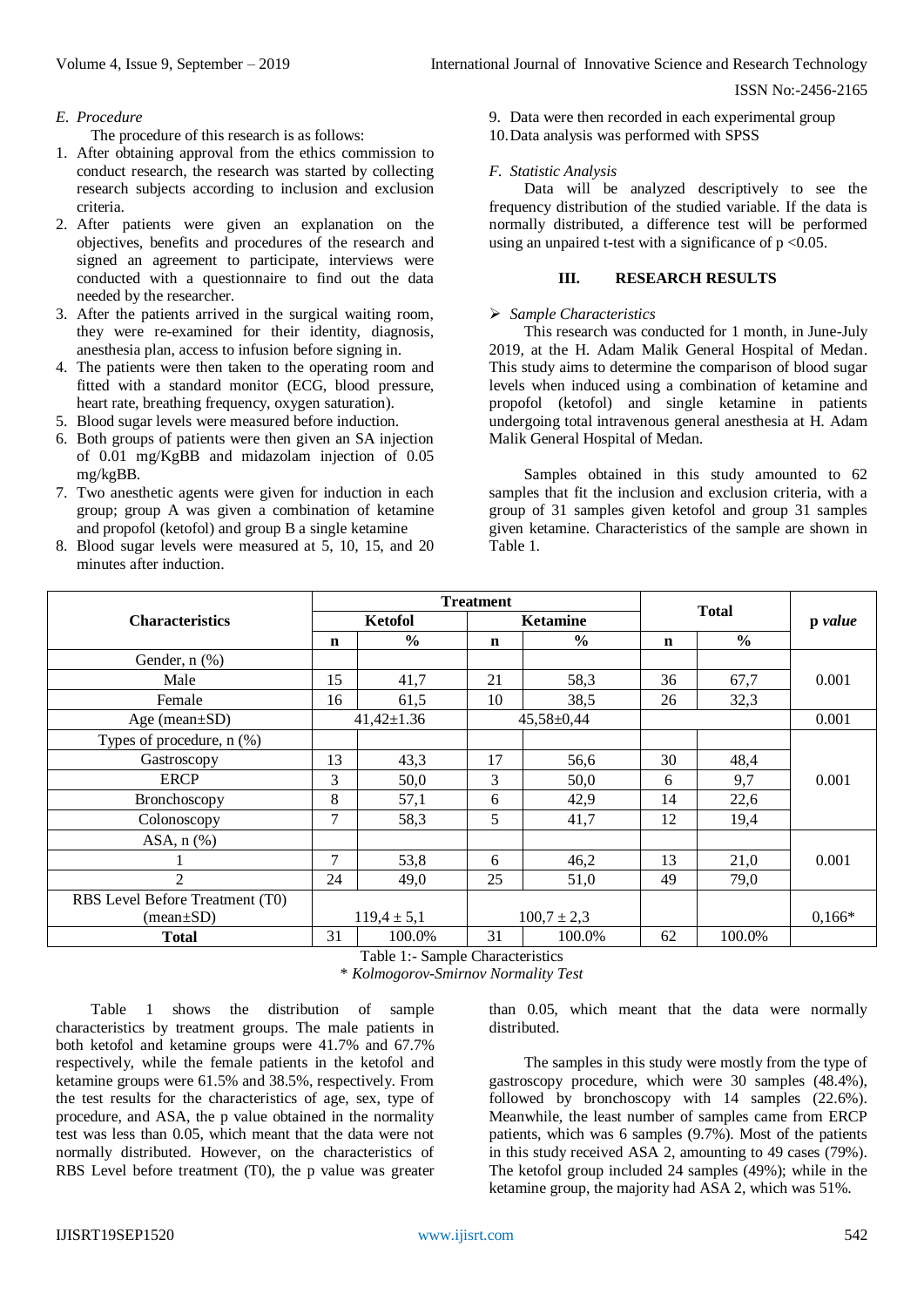### E. Procedure

The procedure of this research is as follows:

1. After obtaining approval from the ethics commission to conduct research, the research was started by collecting research subjects according to inclusion and exclusion criteria.
2. After patients were given an explanation on the objectives, benefits and procedures of the research and signed an agreement to participate, interviews were conducted with a questionnaire to find out the data needed by the researcher.
3. After the patients arrived in the surgical waiting room, they were re-examined for their identity, diagnosis, anesthesia plan, access to infusion before signing in.
4. The patients were then taken to the operating room and fitted with a standard monitor (ECG, blood pressure, heart rate, breathing frequency, oxygen saturation).
5. Blood sugar levels were measured before induction.
6. Both groups of patients were then given an SA injection of 0.01 mg/KgBB and midazolam injection of 0.05 mg/kgBB.
7. Two anesthetic agents were given for induction in each group; group A was given a combination of ketamine and propofol (ketofol) and group B a single ketamine
8. Blood sugar levels were measured at 5, 10, 15, and 20 minutes after induction.
9. Data were then recorded in each experimental group
10. Data analysis was performed with SPSS

### F. Statistic Analysis

Data will be analyzed descriptively to see the frequency distribution of the studied variable. If the data is normally distributed, a difference test will be performed using an unpaired t-test with a significance of $p < 0.05$.

## III. RESEARCH RESULTS

➢ *Sample Characteristics*

This research was conducted for 1 month, in June-July 2019, at the H. Adam Malik General Hospital of Medan. This study aims to determine the comparison of blood sugar levels when induced using a combination of ketamine and propofol (ketofol) and single ketamine in patients undergoing total intravenous general anesthesia at H. Adam Malik General Hospital of Medan.

Samples obtained in this study amounted to 62 samples that fit the inclusion and exclusion criteria, with a group of 31 samples given ketofol and group 31 samples given ketamine. Characteristics of the sample are shown in Table 1.

| Characteristics | Treatment | | | | Total | | *p value* |
|---|---|---|---|---|---|---|---|
| | Ketofol | | Ketamine | | | | |
| | n | % | n | % | n | % | |
| Gender, n (%) | | | | | | | |
| Male | 15 | 41,7 | 21 | 58,3 | 36 | 67,7 | 0.001 |
| Female | 16 | 61,5 | 10 | 38,5 | 26 | 32,3 | |
| Age (mean±SD) | 41,42±1.36 | | 45,58±0,44 | | | | 0.001 |
| Types of procedure, n (%) | | | | | | | |
| Gastroscopy | 13 | 43,3 | 17 | 56,6 | 30 | 48,4 | 0.001 |
| ERCP | 3 | 50,0 | 3 | 50,0 | 6 | 9,7 | |
| Bronchoscopy | 8 | 57,1 | 6 | 42,9 | 14 | 22,6 | |
| Colonoscopy | 7 | 58,3 | 5 | 41,7 | 12 | 19,4 | |
| ASA, n (%) | | | | | | | |
| 1 | 7 | 53,8 | 6 | 46,2 | 13 | 21,0 | 0.001 |
| 2 | 24 | 49,0 | 25 | 51,0 | 49 | 79,0 | |
| RBS Level Before Treatment (T0) (mean±SD) | 119,4 ± 5,1 | | 100,7 ± 2,3 | | | | 0,166* |
| **Total** | 31 | 100.0% | 31 | 100.0% | 62 | 100.0% | |

Table 1:- Sample Characteristics

*\* Kolmogorov-Smirnov Normality Test*

Table 1 shows the distribution of sample characteristics by treatment groups. The male patients in both ketofol and ketamine groups were 41.7% and 67.7% respectively, while the female patients in the ketofol and ketamine groups were 61.5% and 38.5%, respectively. From the test results for the characteristics of age, sex, type of procedure, and ASA, the p value obtained in the normality test was less than 0.05, which meant that the data were not normally distributed. However, on the characteristics of RBS Level before treatment (T0), the p value was greater than 0.05, which meant that the data were normally distributed.

The samples in this study were mostly from the type of gastroscopy procedure, which were 30 samples (48.4%), followed by bronchoscopy with 14 samples (22.6%). Meanwhile, the least number of samples came from ERCP patients, which was 6 samples (9.7%). Most of the patients in this study received ASA 2, amounting to 49 cases (79%). The ketofol group included 24 samples (49%); while in the ketamine group, the majority had ASA 2, which was 51%.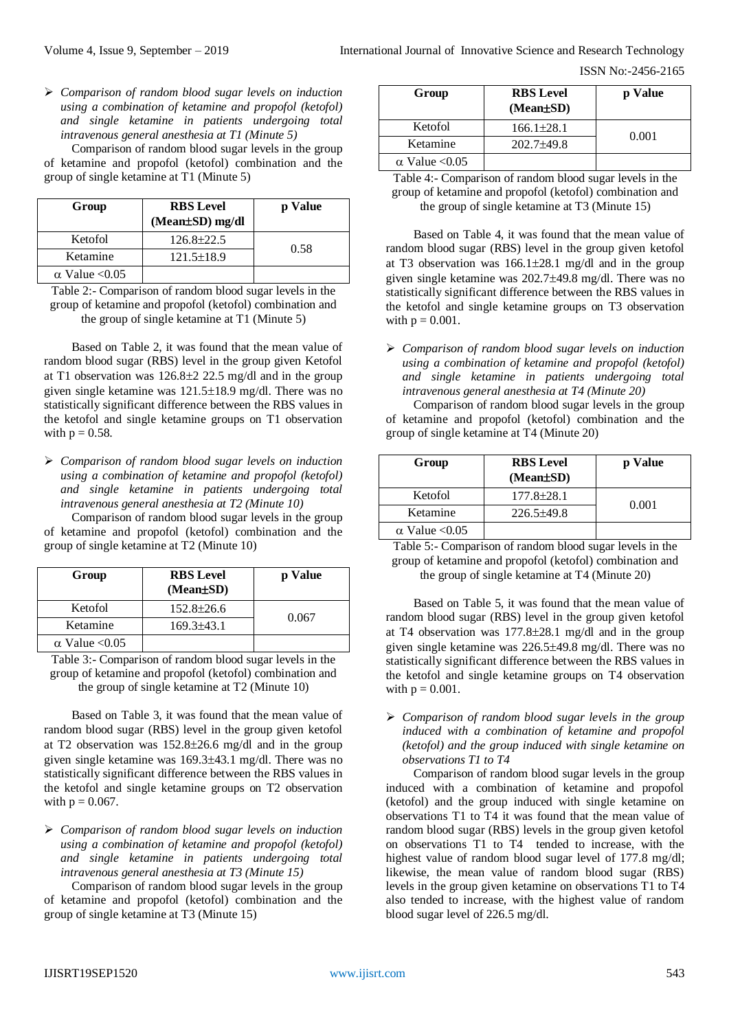- *Comparison of random blood sugar levels on induction using a combination of ketamine and propofol (ketofol) and single ketamine in patients undergoing total intravenous general anesthesia at T1 (Minute 5)*

Comparison of random blood sugar levels in the group of ketamine and propofol (ketofol) combination and the group of single ketamine at T1 (Minute 5)

| Group | RBS Level (Mean±SD) mg/dl | p Value |
|---|---|---|
| Ketofol | 126.8±22.5 | 0.58 |
| Ketamine | 121.5±18.9 | |
| α Value <0.05 | | |

Table 2:- Comparison of random blood sugar levels in the group of ketamine and propofol (ketofol) combination and the group of single ketamine at T1 (Minute 5)

Based on Table 2, it was found that the mean value of random blood sugar (RBS) level in the group given Ketofol at T1 observation was 126.8±2 22.5 mg/dl and in the group given single ketamine was 121.5±18.9 mg/dl. There was no statistically significant difference between the RBS values in the ketofol and single ketamine groups on T1 observation with p = 0.58.

- *Comparison of random blood sugar levels on induction using a combination of ketamine and propofol (ketofol) and single ketamine in patients undergoing total intravenous general anesthesia at T2 (Minute 10)*

Comparison of random blood sugar levels in the group of ketamine and propofol (ketofol) combination and the group of single ketamine at T2 (Minute 10)

| Group | RBS Level (Mean±SD) | p Value |
|---|---|---|
| Ketofol | 152.8±26.6 | 0.067 |
| Ketamine | 169.3±43.1 | |
| α Value <0.05 | | |

Table 3:- Comparison of random blood sugar levels in the group of ketamine and propofol (ketofol) combination and the group of single ketamine at T2 (Minute 10)

Based on Table 3, it was found that the mean value of random blood sugar (RBS) level in the group given ketofol at T2 observation was 152.8±26.6 mg/dl and in the group given single ketamine was 169.3±43.1 mg/dl. There was no statistically significant difference between the RBS values in the ketofol and single ketamine groups on T2 observation with p = 0.067.

- *Comparison of random blood sugar levels on induction using a combination of ketamine and propofol (ketofol) and single ketamine in patients undergoing total intravenous general anesthesia at T3 (Minute 15)*

Comparison of random blood sugar levels in the group of ketamine and propofol (ketofol) combination and the group of single ketamine at T3 (Minute 15)

| Group | RBS Level (Mean±SD) | p Value |
|---|---|---|
| Ketofol | 166.1±28.1 | 0.001 |
| Ketamine | 202.7±49.8 | |
| α Value <0.05 | | |

Table 4:- Comparison of random blood sugar levels in the group of ketamine and propofol (ketofol) combination and the group of single ketamine at T3 (Minute 15)

Based on Table 4, it was found that the mean value of random blood sugar (RBS) level in the group given ketofol at T3 observation was 166.1±28.1 mg/dl and in the group given single ketamine was 202.7±49.8 mg/dl. There was no statistically significant difference between the RBS values in the ketofol and single ketamine groups on T3 observation with p = 0.001.

- *Comparison of random blood sugar levels on induction using a combination of ketamine and propofol (ketofol) and single ketamine in patients undergoing total intravenous general anesthesia at T4 (Minute 20)*

Comparison of random blood sugar levels in the group of ketamine and propofol (ketofol) combination and the group of single ketamine at T4 (Minute 20)

| Group | RBS Level (Mean±SD) | p Value |
|---|---|---|
| Ketofol | 177.8±28.1 | 0.001 |
| Ketamine | 226.5±49.8 | |
| α Value <0.05 | | |

Table 5:- Comparison of random blood sugar levels in the group of ketamine and propofol (ketofol) combination and the group of single ketamine at T4 (Minute 20)

Based on Table 5, it was found that the mean value of random blood sugar (RBS) level in the group given ketofol at T4 observation was 177.8±28.1 mg/dl and in the group given single ketamine was 226.5±49.8 mg/dl. There was no statistically significant difference between the RBS values in the ketofol and single ketamine groups on T4 observation with p = 0.001.

- *Comparison of random blood sugar levels in the group induced with a combination of ketamine and propofol (ketofol) and the group induced with single ketamine on observations T1 to T4*

Comparison of random blood sugar levels in the group induced with a combination of ketamine and propofol (ketofol) and the group induced with single ketamine on observations T1 to T4 it was found that the mean value of random blood sugar (RBS) levels in the group given ketofol on observations T1 to T4 tended to increase, with the highest value of random blood sugar level of 177.8 mg/dl; likewise, the mean value of random blood sugar (RBS) levels in the group given ketamine on observations T1 to T4 also tended to increase, with the highest value of random blood sugar level of 226.5 mg/dl.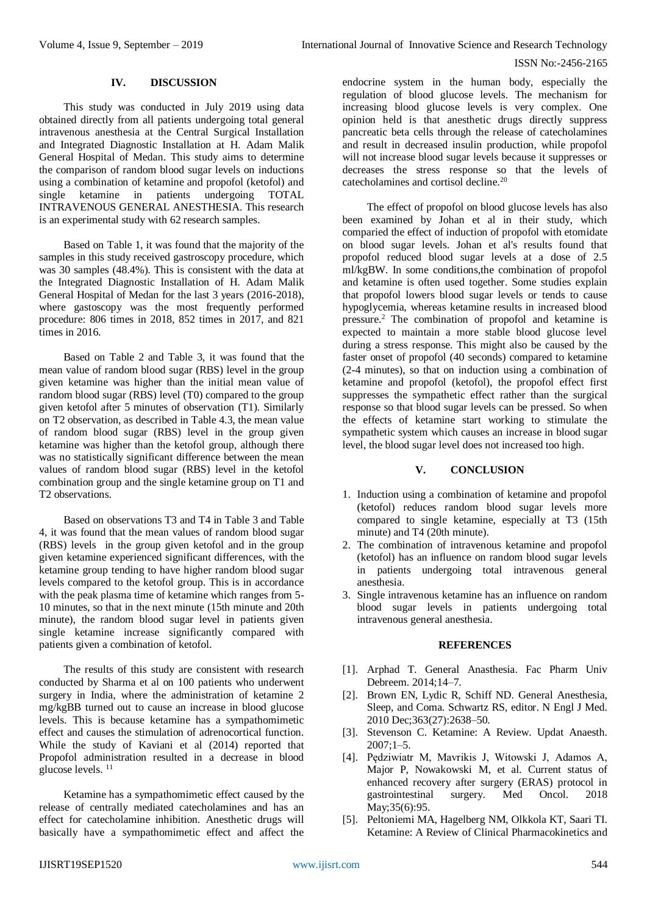## IV. DISCUSSION

This study was conducted in July 2019 using data obtained directly from all patients undergoing total general intravenous anesthesia at the Central Surgical Installation and Integrated Diagnostic Installation at H. Adam Malik General Hospital of Medan. This study aims to determine the comparison of random blood sugar levels on inductions using a combination of ketamine and propofol (ketofol) and single ketamine in patients undergoing TOTAL INTRAVENOUS GENERAL ANESTHESIA. This research is an experimental study with 62 research samples.

Based on Table 1, it was found that the majority of the samples in this study received gastroscopy procedure, which was 30 samples (48.4%). This is consistent with the data at the Integrated Diagnostic Installation of H. Adam Malik General Hospital of Medan for the last 3 years (2016-2018), where gastoscopy was the most frequently performed procedure: 806 times in 2018, 852 times in 2017, and 821 times in 2016.

Based on Table 2 and Table 3, it was found that the mean value of random blood sugar (RBS) level in the group given ketamine was higher than the initial mean value of random blood sugar (RBS) level (T0) compared to the group given ketofol after 5 minutes of observation (T1). Similarly on T2 observation, as described in Table 4.3, the mean value of random blood sugar (RBS) level in the group given ketamine was higher than the ketofol group, although there was no statistically significant difference between the mean values of random blood sugar (RBS) level in the ketofol combination group and the single ketamine group on T1 and T2 observations.

Based on observations T3 and T4 in Table 3 and Table 4, it was found that the mean values of random blood sugar (RBS) levels in the group given ketofol and in the group given ketamine experienced significant differences, with the ketamine group tending to have higher random blood sugar levels compared to the ketofol group. This is in accordance with the peak plasma time of ketamine which ranges from 5-10 minutes, so that in the next minute (15th minute and 20th minute), the random blood sugar level in patients given single ketamine increase significantly compared with patients given a combination of ketofol.

The results of this study are consistent with research conducted by Sharma et al on 100 patients who underwent surgery in India, where the administration of ketamine 2 mg/kgBB turned out to cause an increase in blood glucose levels. This is because ketamine has a sympathomimetic effect and causes the stimulation of adrenocortical function. While the study of Kaviani et al (2014) reported that Propofol administration resulted in a decrease in blood glucose levels. [11]

Ketamine has a sympathomimetic effect caused by the release of centrally mediated catecholamines and has an effect for catecholamine inhibition. Anesthetic drugs will basically have a sympathomimetic effect and affect the endocrine system in the human body, especially the regulation of blood glucose levels. The mechanism for increasing blood glucose levels is very complex. One opinion held is that anesthetic drugs directly suppress pancreatic beta cells through the release of catecholamines and result in decreased insulin production, while propofol will not increase blood sugar levels because it suppresses or decreases the stress response so that the levels of catecholamines and cortisol decline.[20]

The effect of propofol on blood glucose levels has also been examined by Johan et al in their study, which comparied the effect of induction of propofol with etomidate on blood sugar levels. Johan et al's results found that propofol reduced blood sugar levels at a dose of 2.5 ml/kgBW. In some conditions,the combination of propofol and ketamine is often used together. Some studies explain that propofol lowers blood sugar levels or tends to cause hypoglycemia, whereas ketamine results in increased blood pressure.[2] The combination of propofol and ketamine is expected to maintain a more stable blood glucose level during a stress response. This might also be caused by the faster onset of propofol (40 seconds) compared to ketamine (2-4 minutes), so that on induction using a combination of ketamine and propofol (ketofol), the propofol effect first suppresses the sympathetic effect rather than the surgical response so that blood sugar levels can be pressed. So when the effects of ketamine start working to stimulate the sympathetic system which causes an increase in blood sugar level, the blood sugar level does not increased too high.

## V. CONCLUSION

1. Induction using a combination of ketamine and propofol (ketofol) reduces random blood sugar levels more compared to single ketamine, especially at T3 (15th minute) and T4 (20th minute).
2. The combination of intravenous ketamine and propofol (ketofol) has an influence on random blood sugar levels in patients undergoing total intravenous general anesthesia.
3. Single intravenous ketamine has an influence on random blood sugar levels in patients undergoing total intravenous general anesthesia.

## REFERENCES

[1]. Arphad T. General Anasthesia. Fac Pharm Univ Debreem. 2014;14–7.

[2]. Brown EN, Lydic R, Schiff ND. General Anesthesia, Sleep, and Coma. Schwartz RS, editor. N Engl J Med. 2010 Dec;363(27):2638–50.

[3]. Stevenson C. Ketamine: A Review. Updat Anaesth. 2007;1–5.

[4]. Pędziwiatr M, Mavrikis J, Witowski J, Adamos A, Major P, Nowakowski M, et al. Current status of enhanced recovery after surgery (ERAS) protocol in gastrointestinal surgery. Med Oncol. 2018 May;35(6):95.

[5]. Peltoniemi MA, Hagelberg NM, Olkkola KT, Saari TI. Ketamine: A Review of Clinical Pharmacokinetics and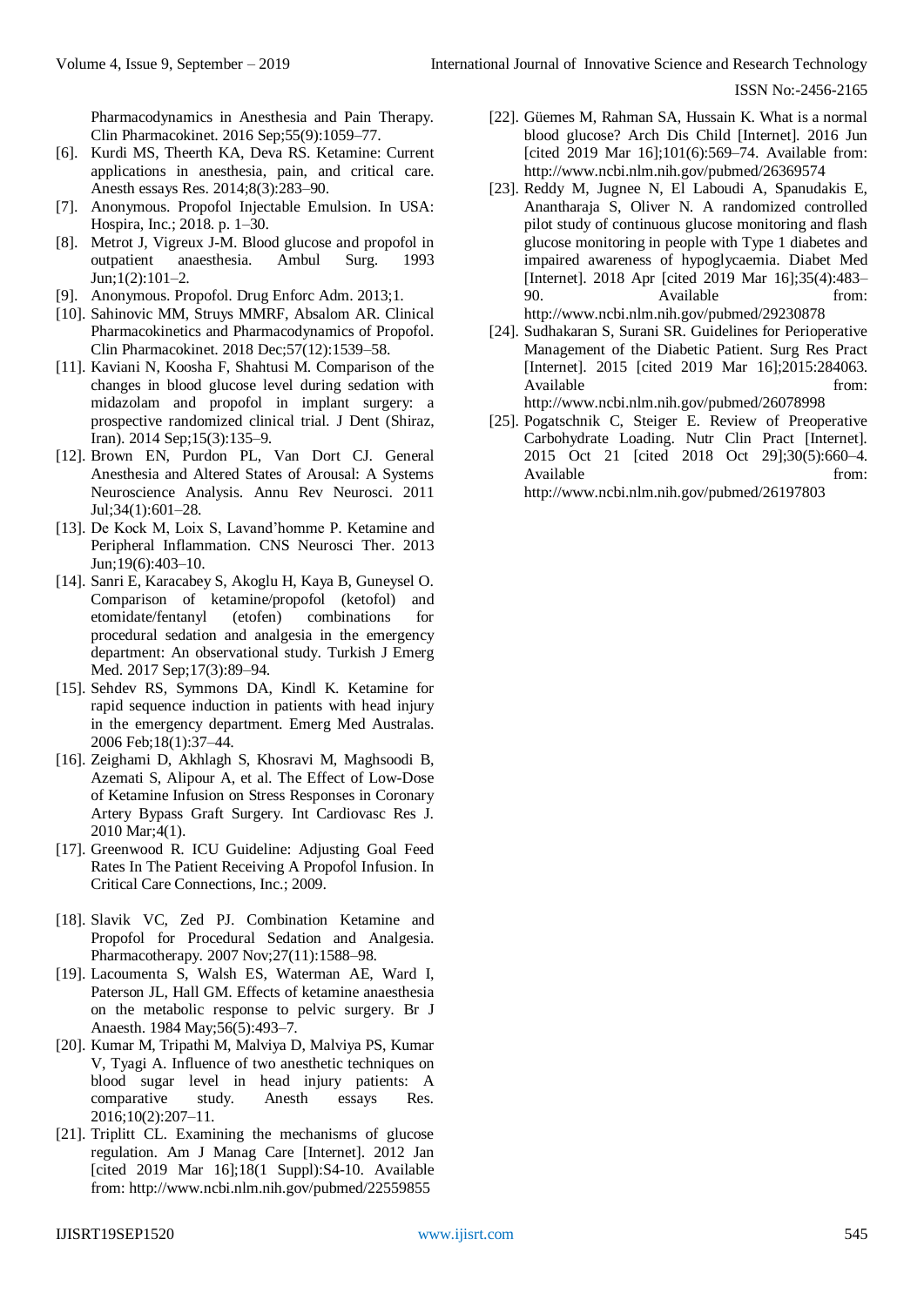Pharmacodynamics in Anesthesia and Pain Therapy. Clin Pharmacokinet. 2016 Sep;55(9):1059–77.

[6]. Kurdi MS, Theerth KA, Deva RS. Ketamine: Current applications in anesthesia, pain, and critical care. Anesth essays Res. 2014;8(3):283–90.

[7]. Anonymous. Propofol Injectable Emulsion. In USA: Hospira, Inc.; 2018. p. 1–30.

[8]. Metrot J, Vigreux J-M. Blood glucose and propofol in outpatient anaesthesia. Ambul Surg. 1993 Jun;1(2):101–2.

[9]. Anonymous. Propofol. Drug Enforc Adm. 2013;1.

[10]. Sahinovic MM, Struys MMRF, Absalom AR. Clinical Pharmacokinetics and Pharmacodynamics of Propofol. Clin Pharmacokinet. 2018 Dec;57(12):1539–58.

[11]. Kaviani N, Koosha F, Shahtusi M. Comparison of the changes in blood glucose level during sedation with midazolam and propofol in implant surgery: a prospective randomized clinical trial. J Dent (Shiraz, Iran). 2014 Sep;15(3):135–9.

[12]. Brown EN, Purdon PL, Van Dort CJ. General Anesthesia and Altered States of Arousal: A Systems Neuroscience Analysis. Annu Rev Neurosci. 2011 Jul;34(1):601–28.

[13]. De Kock M, Loix S, Lavand'homme P. Ketamine and Peripheral Inflammation. CNS Neurosci Ther. 2013 Jun;19(6):403–10.

[14]. Sanri E, Karacabey S, Akoglu H, Kaya B, Guneysel O. Comparison of ketamine/propofol (ketofol) and etomidate/fentanyl (etofen) combinations for procedural sedation and analgesia in the emergency department: An observational study. Turkish J Emerg Med. 2017 Sep;17(3):89–94.

[15]. Sehdev RS, Symmons DA, Kindl K. Ketamine for rapid sequence induction in patients with head injury in the emergency department. Emerg Med Australas. 2006 Feb;18(1):37–44.

[16]. Zeighami D, Akhlagh S, Khosravi M, Maghsoodi B, Azemati S, Alipour A, et al. The Effect of Low-Dose of Ketamine Infusion on Stress Responses in Coronary Artery Bypass Graft Surgery. Int Cardiovasc Res J. 2010 Mar;4(1).

[17]. Greenwood R. ICU Guideline: Adjusting Goal Feed Rates In The Patient Receiving A Propofol Infusion. In Critical Care Connections, Inc.; 2009.

[18]. Slavik VC, Zed PJ. Combination Ketamine and Propofol for Procedural Sedation and Analgesia. Pharmacotherapy. 2007 Nov;27(11):1588–98.

[19]. Lacoumenta S, Walsh ES, Waterman AE, Ward I, Paterson JL, Hall GM. Effects of ketamine anaesthesia on the metabolic response to pelvic surgery. Br J Anaesth. 1984 May;56(5):493–7.

[20]. Kumar M, Tripathi M, Malviya D, Malviya PS, Kumar V, Tyagi A. Influence of two anesthetic techniques on blood sugar level in head injury patients: A comparative study. Anesth essays Res. 2016;10(2):207–11.

[21]. Triplitt CL. Examining the mechanisms of glucose regulation. Am J Manag Care [Internet]. 2012 Jan [cited 2019 Mar 16];18(1 Suppl):S4-10. Available from: http://www.ncbi.nlm.nih.gov/pubmed/22559855

[22]. Güemes M, Rahman SA, Hussain K. What is a normal blood glucose? Arch Dis Child [Internet]. 2016 Jun [cited 2019 Mar 16];101(6):569–74. Available from: http://www.ncbi.nlm.nih.gov/pubmed/26369574

[23]. Reddy M, Jugnee N, El Laboudi A, Spanudakis E, Anantharaja S, Oliver N. A randomized controlled pilot study of continuous glucose monitoring and flash glucose monitoring in people with Type 1 diabetes and impaired awareness of hypoglycaemia. Diabet Med [Internet]. 2018 Apr [cited 2019 Mar 16];35(4):483–90. Available from: http://www.ncbi.nlm.nih.gov/pubmed/29230878

[24]. Sudhakaran S, Surani SR. Guidelines for Perioperative Management of the Diabetic Patient. Surg Res Pract [Internet]. 2015 [cited 2019 Mar 16];2015:284063. Available from: http://www.ncbi.nlm.nih.gov/pubmed/26078998

[25]. Pogatschnik C, Steiger E. Review of Preoperative Carbohydrate Loading. Nutr Clin Pract [Internet]. 2015 Oct 21 [cited 2018 Oct 29];30(5):660–4. Available from: http://www.ncbi.nlm.nih.gov/pubmed/26197803